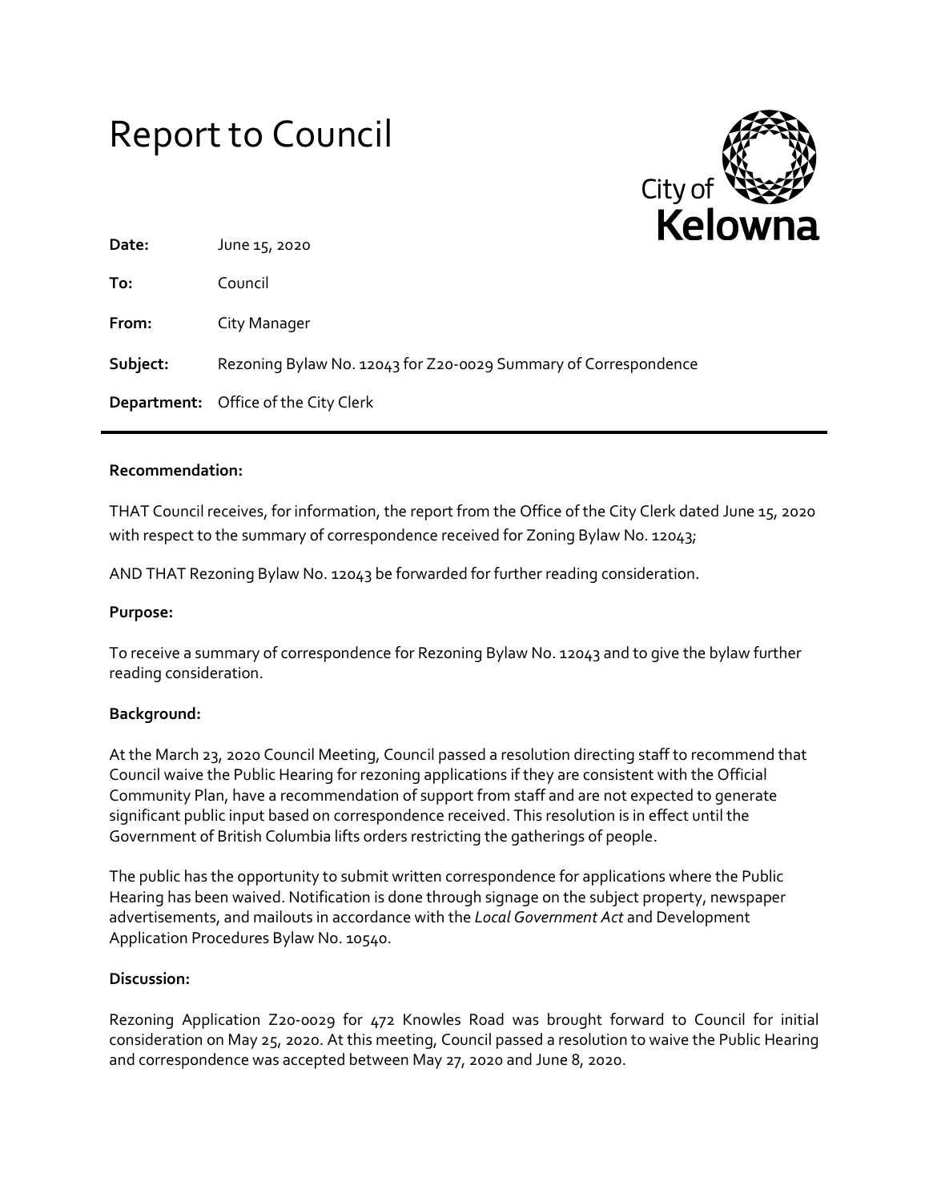# Report to Council

City of Kelowna

**Date:** June 15, 2020

**To:** Council

**From:** City Manager

**Subject:** Rezoning Bylaw No. 12043 for Z20-0029 Summary of Correspondence

**Department:** Office of the City Clerk

---

**Recommendation:**

THAT Council receives, for information, the report from the Office of the City Clerk dated June 15, 2020 with respect to the summary of correspondence received for Zoning Bylaw No. 12043;

AND THAT Rezoning Bylaw No. 12043 be forwarded for further reading consideration.

**Purpose:**

To receive a summary of correspondence for Rezoning Bylaw No. 12043 and to give the bylaw further reading consideration.

**Background:**

At the March 23, 2020 Council Meeting, Council passed a resolution directing staff to recommend that Council waive the Public Hearing for rezoning applications if they are consistent with the Official Community Plan, have a recommendation of support from staff and are not expected to generate significant public input based on correspondence received. This resolution is in effect until the Government of British Columbia lifts orders restricting the gatherings of people.

The public has the opportunity to submit written correspondence for applications where the Public Hearing has been waived. Notification is done through signage on the subject property, newspaper advertisements, and mailouts in accordance with the *Local Government Act* and Development Application Procedures Bylaw No. 10540.

**Discussion:**

Rezoning Application Z20-0029 for 472 Knowles Road was brought forward to Council for initial consideration on May 25, 2020. At this meeting, Council passed a resolution to waive the Public Hearing and correspondence was accepted between May 27, 2020 and June 8, 2020.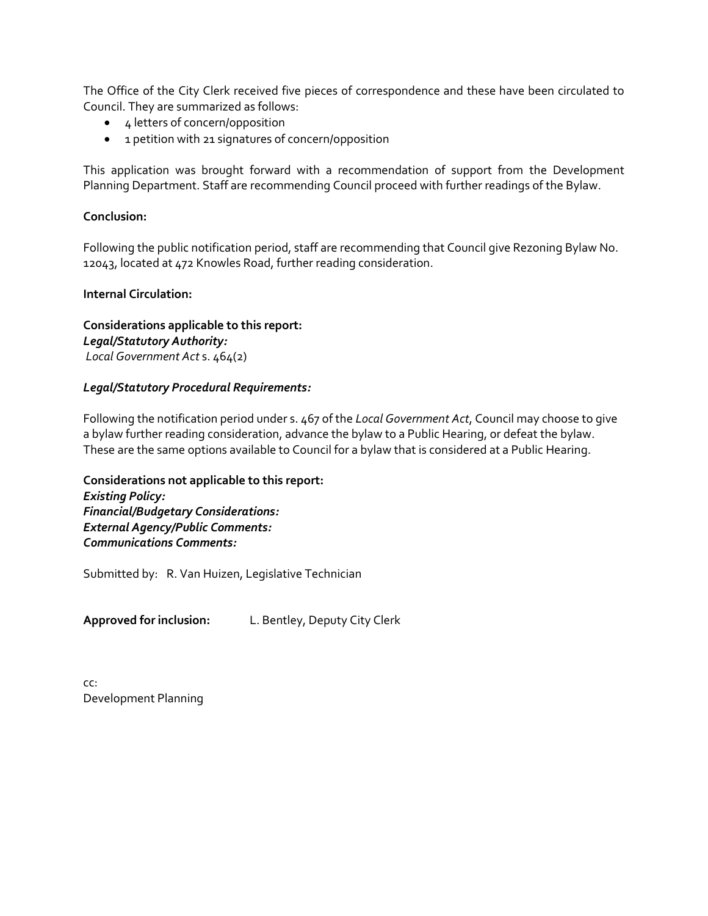The Office of the City Clerk received five pieces of correspondence and these have been circulated to Council. They are summarized as follows:

- 4 letters of concern/opposition
- 1 petition with 21 signatures of concern/opposition

This application was brought forward with a recommendation of support from the Development Planning Department. Staff are recommending Council proceed with further readings of the Bylaw.

**Conclusion:**

Following the public notification period, staff are recommending that Council give Rezoning Bylaw No. 12043, located at 472 Knowles Road, further reading consideration.

**Internal Circulation:**

**Considerations applicable to this report:**
***Legal/Statutory Authority:***
*Local Government Act* s. 464(2)

***Legal/Statutory Procedural Requirements:***

Following the notification period under s. 467 of the *Local Government Act*, Council may choose to give a bylaw further reading consideration, advance the bylaw to a Public Hearing, or defeat the bylaw. These are the same options available to Council for a bylaw that is considered at a Public Hearing.

**Considerations not applicable to this report:**
***Existing Policy:***
***Financial/Budgetary Considerations:***
***External Agency/Public Comments:***
***Communications Comments:***

Submitted by: R. Van Huizen, Legislative Technician

**Approved for inclusion:** L. Bentley, Deputy City Clerk

cc:
Development Planning